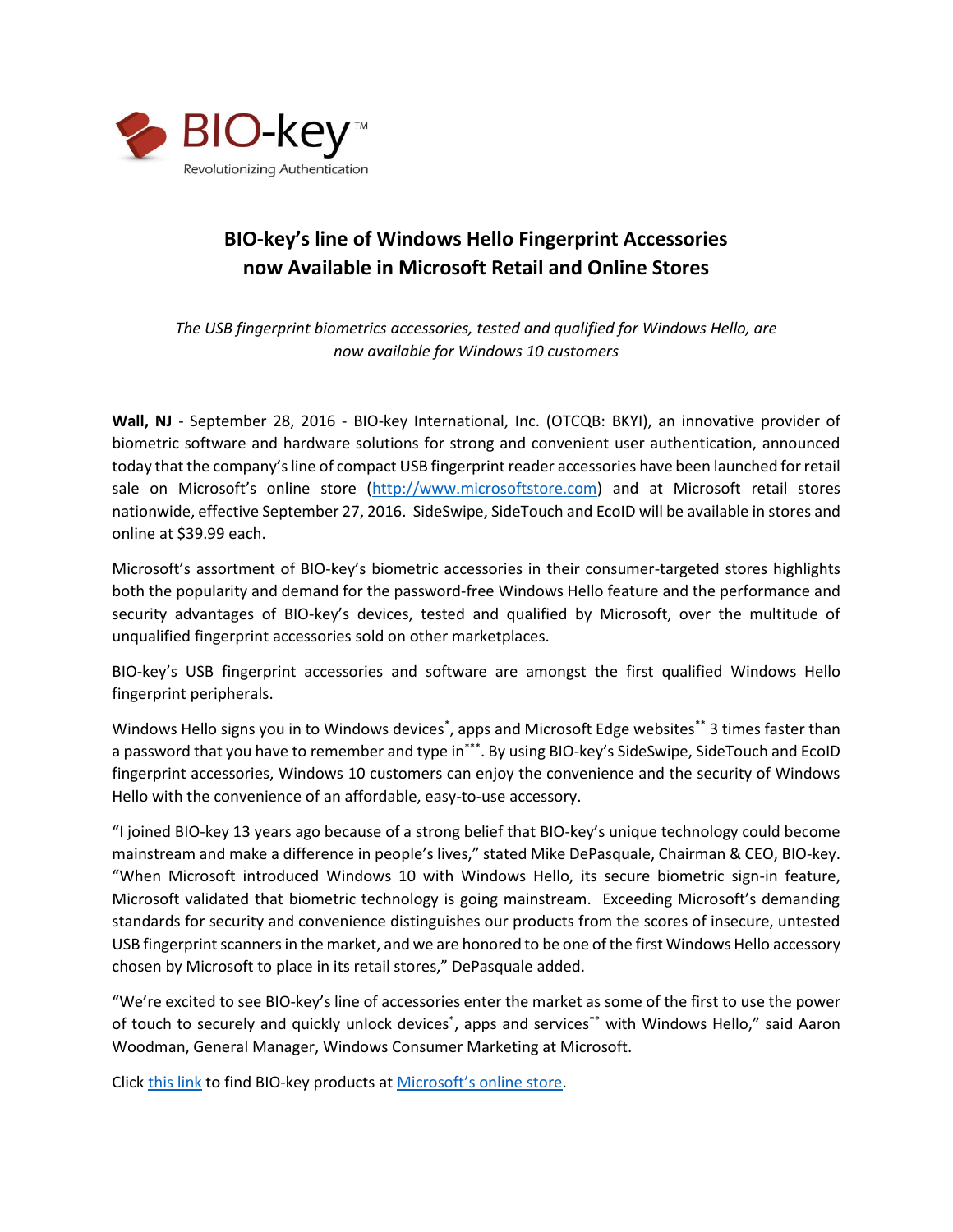BIO-key™
Revolutionizing Authentication

# BIO-key's line of Windows Hello Fingerprint Accessories now Available in Microsoft Retail and Online Stores

*The USB fingerprint biometrics accessories, tested and qualified for Windows Hello, are now available for Windows 10 customers*

**Wall, NJ** - September 28, 2016 - BIO-key International, Inc. (OTCQB: BKYI), an innovative provider of biometric software and hardware solutions for strong and convenient user authentication, announced today that the company's line of compact USB fingerprint reader accessories have been launched for retail sale on Microsoft's online store (http://www.microsoftstore.com) and at Microsoft retail stores nationwide, effective September 27, 2016. SideSwipe, SideTouch and EcoID will be available in stores and online at $39.99 each.

Microsoft's assortment of BIO-key's biometric accessories in their consumer-targeted stores highlights both the popularity and demand for the password-free Windows Hello feature and the performance and security advantages of BIO-key's devices, tested and qualified by Microsoft, over the multitude of unqualified fingerprint accessories sold on other marketplaces.

BIO-key's USB fingerprint accessories and software are amongst the first qualified Windows Hello fingerprint peripherals.

Windows Hello signs you in to Windows devices*, apps and Microsoft Edge websites** 3 times faster than a password that you have to remember and type in***. By using BIO-key's SideSwipe, SideTouch and EcoID fingerprint accessories, Windows 10 customers can enjoy the convenience and the security of Windows Hello with the convenience of an affordable, easy-to-use accessory.

"I joined BIO-key 13 years ago because of a strong belief that BIO-key's unique technology could become mainstream and make a difference in people's lives," stated Mike DePasquale, Chairman & CEO, BIO-key. "When Microsoft introduced Windows 10 with Windows Hello, its secure biometric sign-in feature, Microsoft validated that biometric technology is going mainstream. Exceeding Microsoft's demanding standards for security and convenience distinguishes our products from the scores of insecure, untested USB fingerprint scanners in the market, and we are honored to be one of the first Windows Hello accessory chosen by Microsoft to place in its retail stores," DePasquale added.

"We're excited to see BIO-key's line of accessories enter the market as some of the first to use the power of touch to securely and quickly unlock devices*, apps and services** with Windows Hello," said Aaron Woodman, General Manager, Windows Consumer Marketing at Microsoft.

Click this link to find BIO-key products at Microsoft's online store.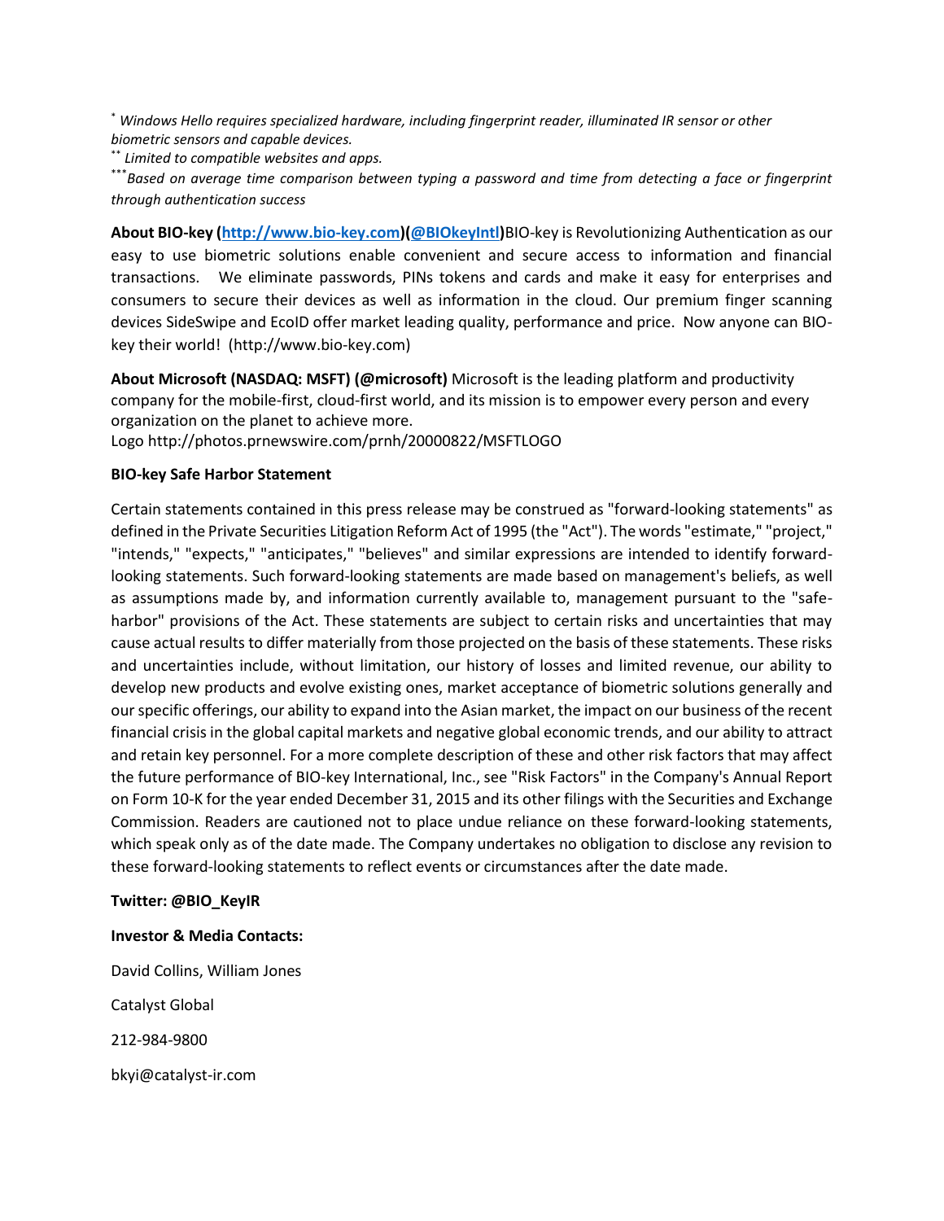* *Windows Hello requires specialized hardware, including fingerprint reader, illuminated IR sensor or other biometric sensors and capable devices.*

** *Limited to compatible websites and apps.*

*** *Based on average time comparison between typing a password and time from detecting a face or fingerprint through authentication success*

**About BIO-key ([http://www.bio-key.com](http://www.bio-key.com))([@BIOkeyIntl](@BIOkeyIntl))** BIO-key is Revolutionizing Authentication as our easy to use biometric solutions enable convenient and secure access to information and financial transactions. We eliminate passwords, PINs tokens and cards and make it easy for enterprises and consumers to secure their devices as well as information in the cloud. Our premium finger scanning devices SideSwipe and EcoID offer market leading quality, performance and price. Now anyone can BIO-key their world! (http://www.bio-key.com)

**About Microsoft (NASDAQ: MSFT) (@microsoft)** Microsoft is the leading platform and productivity company for the mobile-first, cloud-first world, and its mission is to empower every person and every organization on the planet to achieve more.
Logo http://photos.prnewswire.com/prnh/20000822/MSFTLOGO

**BIO-key Safe Harbor Statement**

Certain statements contained in this press release may be construed as "forward-looking statements" as defined in the Private Securities Litigation Reform Act of 1995 (the "Act"). The words "estimate," "project," "intends," "expects," "anticipates," "believes" and similar expressions are intended to identify forward-looking statements. Such forward-looking statements are made based on management's beliefs, as well as assumptions made by, and information currently available to, management pursuant to the "safe-harbor" provisions of the Act. These statements are subject to certain risks and uncertainties that may cause actual results to differ materially from those projected on the basis of these statements. These risks and uncertainties include, without limitation, our history of losses and limited revenue, our ability to develop new products and evolve existing ones, market acceptance of biometric solutions generally and our specific offerings, our ability to expand into the Asian market, the impact on our business of the recent financial crisis in the global capital markets and negative global economic trends, and our ability to attract and retain key personnel. For a more complete description of these and other risk factors that may affect the future performance of BIO-key International, Inc., see "Risk Factors" in the Company's Annual Report on Form 10-K for the year ended December 31, 2015 and its other filings with the Securities and Exchange Commission. Readers are cautioned not to place undue reliance on these forward-looking statements, which speak only as of the date made. The Company undertakes no obligation to disclose any revision to these forward-looking statements to reflect events or circumstances after the date made.

**Twitter: @BIO_KeyIR**

**Investor & Media Contacts:**

David Collins, William Jones

Catalyst Global

212-984-9800

bkyi@catalyst-ir.com